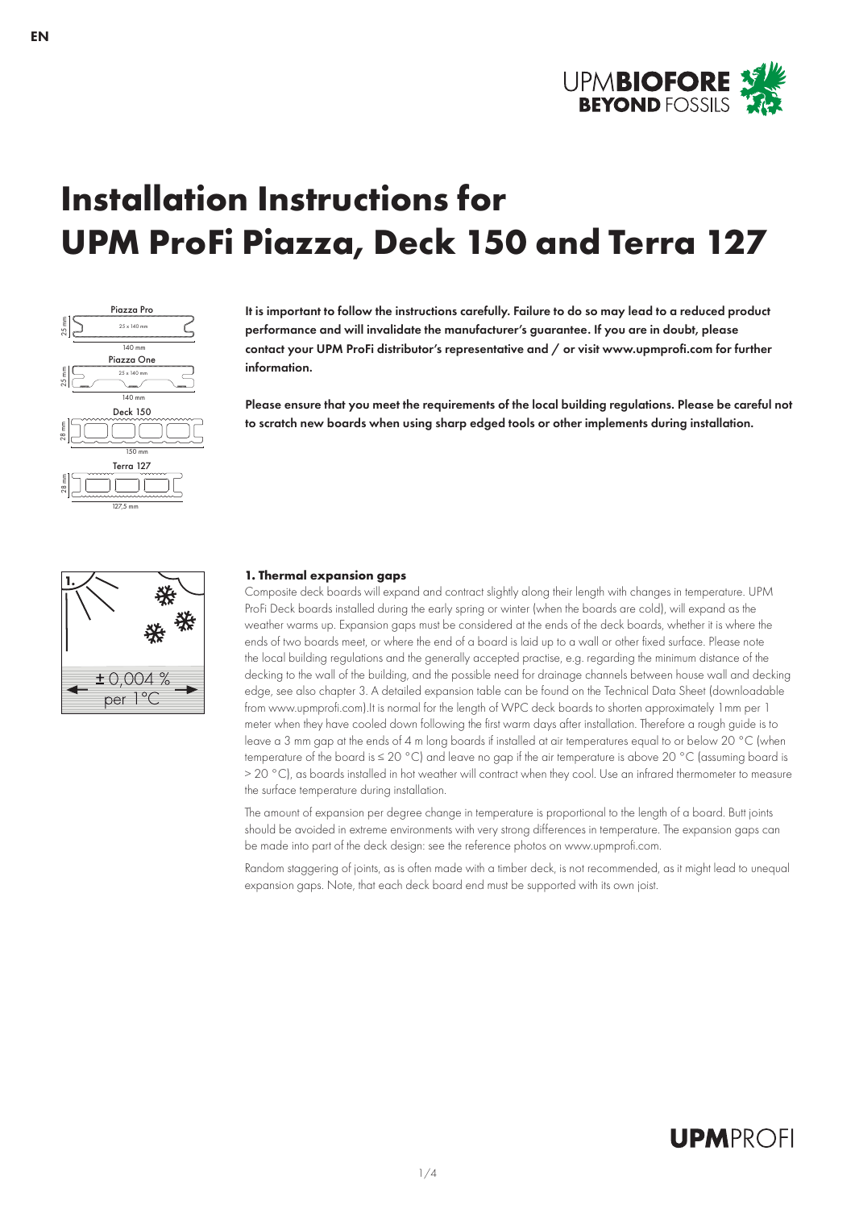# Installation Instructions for UPM ProFi Piazza, Deck 150 and Terra 127

**It is important to follow the instructions carefully. Failure to do so may lead to a reduced product performance and will invalidate the manufacturer's guarantee. If you are in doubt, please contact your UPM ProFi distributor's representative and / or visit www.upmprofi.com for further information.**

**Please ensure that you meet the requirements of the local building regulations. Please be careful not to scratch new boards when using sharp edged tools or other implements during installation.**

### 1. Thermal expansion gaps

Composite deck boards will expand and contract slightly along their length with changes in temperature. UPM ProFi Deck boards installed during the early spring or winter (when the boards are cold), will expand as the weather warms up. Expansion gaps must be considered at the ends of the deck boards, whether it is where the ends of two boards meet, or where the end of a board is laid up to a wall or other fixed surface. Please note the local building regulations and the generally accepted practise, e.g. regarding the minimum distance of the decking to the wall of the building, and the possible need for drainage channels between house wall and decking edge, see also chapter 3. A detailed expansion table can be found on the Technical Data Sheet (downloadable from www.upmprofi.com).It is normal for the length of WPC deck boards to shorten approximately 1mm per 1 meter when they have cooled down following the first warm days after installation. Therefore a rough guide is to leave a 3 mm gap at the ends of 4 m long boards if installed at air temperatures equal to or below 20 °C (when temperature of the board is ≤ 20 °C) and leave no gap if the air temperature is above 20 °C (assuming board is > 20 °C), as boards installed in hot weather will contract when they cool. Use an infrared thermometer to measure the surface temperature during installation.

The amount of expansion per degree change in temperature is proportional to the length of a board. Butt joints should be avoided in extreme environments with very strong differences in temperature. The expansion gaps can be made into part of the deck design: see the reference photos on www.upmprofi.com.

Random staggering of joints, as is often made with a timber deck, is not recommended, as it might lead to unequal expansion gaps. Note, that each deck board end must be supported with its own joist.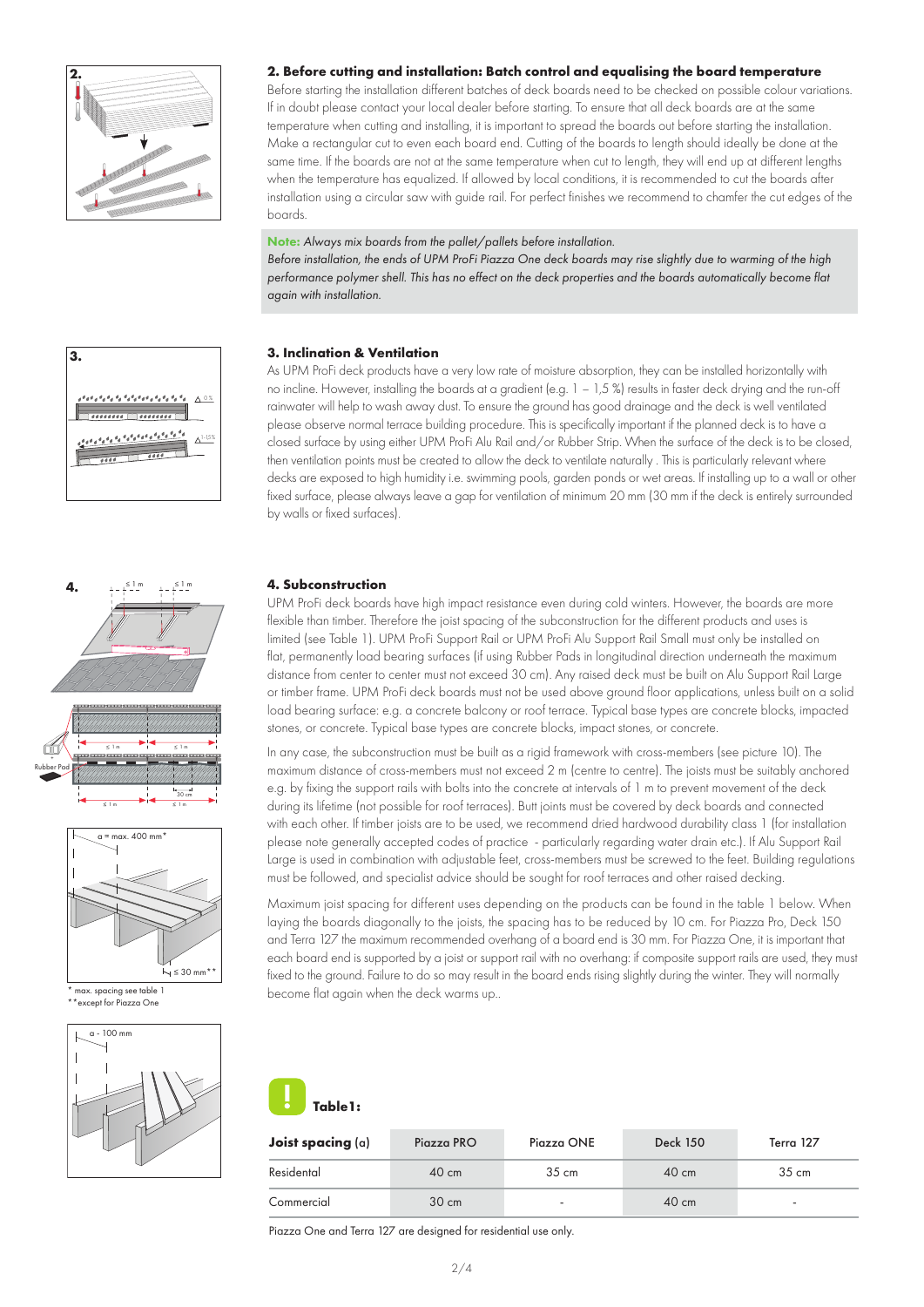## 2. Before cutting and installation: Batch control and equalising the board temperature

Before starting the installation different batches of deck boards need to be checked on possible colour variations. If in doubt please contact your local dealer before starting. To ensure that all deck boards are at the same temperature when cutting and installing, it is important to spread the boards out before starting the installation. Make a rectangular cut to even each board end. Cutting of the boards to length should ideally be done at the same time. If the boards are not at the same temperature when cut to length, they will end up at different lengths when the temperature has equalized. If allowed by local conditions, it is recommended to cut the boards after installation using a circular saw with guide rail. For perfect finishes we recommend to chamfer the cut edges of the boards.

**Note:** *Always mix boards from the pallet/pallets before installation.*
*Before installation, the ends of UPM ProFi Piazza One deck boards may rise slightly due to warming of the high performance polymer shell. This has no effect on the deck properties and the boards automatically become flat again with installation.*

## 3. Inclination & Ventilation

As UPM ProFi deck products have a very low rate of moisture absorption, they can be installed horizontally with no incline. However, installing the boards at a gradient (e.g. 1 – 1,5 %) results in faster deck drying and the run-off rainwater will help to wash away dust. To ensure the ground has good drainage and the deck is well ventilated please observe normal terrace building procedure. This is specifically important if the planned deck is to have a closed surface by using either UPM ProFi Alu Rail and/or Rubber Strip. When the surface of the deck is to be closed, then ventilation points must be created to allow the deck to ventilate naturally . This is particularly relevant where decks are exposed to high humidity i.e. swimming pools, garden ponds or wet areas. If installing up to a wall or other fixed surface, please always leave a gap for ventilation of minimum 20 mm (30 mm if the deck is entirely surrounded by walls or fixed surfaces).

## 4. Subconstruction

UPM ProFi deck boards have high impact resistance even during cold winters. However, the boards are more flexible than timber. Therefore the joist spacing of the subconstruction for the different products and uses is limited (see Table 1). UPM ProFi Support Rail or UPM ProFi Alu Support Rail Small must only be installed on flat, permanently load bearing surfaces (if using Rubber Pads in longitudinal direction underneath the maximum distance from center to center must not exceed 30 cm). Any raised deck must be built on Alu Support Rail Large or timber frame. UPM ProFi deck boards must not be used above ground floor applications, unless built on a solid load bearing surface: e.g. a concrete balcony or roof terrace. Typical base types are concrete blocks, impacted stones, or concrete. Typical base types are concrete blocks, impact stones, or concrete.

In any case, the subconstruction must be built as a rigid framework with cross-members (see picture 10). The maximum distance of cross-members must not exceed 2 m (centre to centre). The joists must be suitably anchored e.g. by fixing the support rails with bolts into the concrete at intervals of 1 m to prevent movement of the deck during its lifetime (not possible for roof terraces). Butt joints must be covered by deck boards and connected with each other. If timber joists are to be used, we recommend dried hardwood durability class 1 (for installation please note generally accepted codes of practice - particularly regarding water drain etc.). If Alu Support Rail Large is used in combination with adjustable feet, cross-members must be screwed to the feet. Building regulations must be followed, and specialist advice should be sought for roof terraces and other raised decking.

Maximum joist spacing for different uses depending on the products can be found in the table 1 below. When laying the boards diagonally to the joists, the spacing has to be reduced by 10 cm. For Piazza Pro, Deck 150 and Terra 127 the maximum recommended overhang of a board end is 30 mm. For Piazza One, it is important that each board end is supported by a joist or support rail with no overhang: if composite support rails are used, they must fixed to the ground. Failure to do so may result in the board ends rising slightly during the winter. They will normally become flat again when the deck warms up..

\* max. spacing see table 1
\*\*except for Piazza One

**Table1:**

| **Joist spacing** (a) | Piazza PRO | Piazza ONE | Deck 150 | Terra 127 |
|---|---|---|---|---|
| Residental | 40 cm | 35 cm | 40 cm | 35 cm |
| Commercial | 30 cm | - | 40 cm | - |

Piazza One and Terra 127 are designed for residential use only.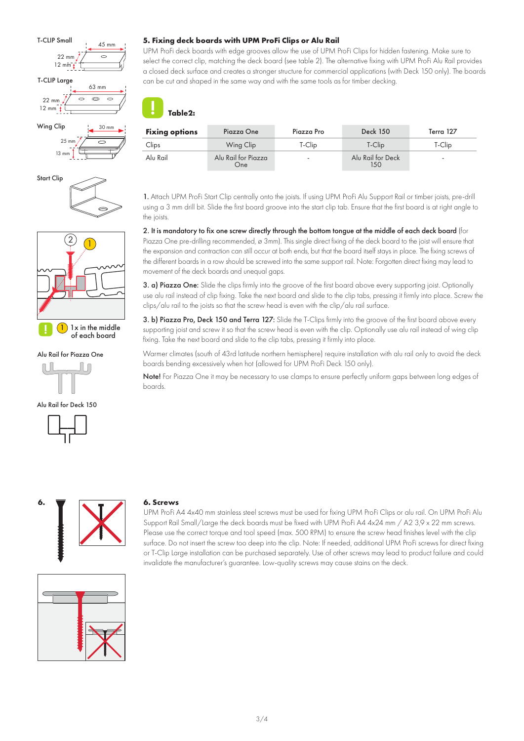T-CLIP Small

45 mm

22 mm

12 mm

T-CLIP Large

63 mm

22 mm

12 mm

Wing Clip

30 mm

25 mm

13 mm

Start Clip

1x in the middle of each board

Alu Rail for Piazza One

Alu Rail for Deck 150

## 5. Fixing deck boards with UPM ProFi Clips or Alu Rail

UPM ProFi deck boards with edge grooves allow the use of UPM ProFi Clips for hidden fastening. Make sure to select the correct clip, matching the deck board (see table 2). The alternative fixing with UPM ProFi Alu Rail provides a closed deck surface and creates a stronger structure for commercial applications (with Deck 150 only). The boards can be cut and shaped in the same way and with the same tools as for timber decking.

**Table2:**

| **Fixing options** | Piazza One | Piazza Pro | Deck 150 | Terra 127 |
|---|---|---|---|---|
| Clips | Wing Clip | T-Clip | T-Clip | T-Clip |
| Alu Rail | Alu Rail for Piazza One | - | Alu Rail for Deck 150 | - |

**1.** Attach UPM ProFi Start Clip centrally onto the joists. If using UPM ProFi Alu Support Rail or timber joists, pre-drill using a 3 mm drill bit. Slide the first board groove into the start clip tab. Ensure that the first board is at right angle to the joists.

**2. It is mandatory to fix one screw directly through the bottom tongue at the middle of each deck board** (for Piazza One pre-drilling recommended, ⌀ 3mm). This single direct fixing of the deck board to the joist will ensure that the expansion and contraction can still occur at both ends, but that the board itself stays in place. The fixing screws of the different boards in a row should be screwed into the same support rail. Note: Forgotten direct fixing may lead to movement of the deck boards and unequal gaps.

**3. a) Piazza One:** Slide the clips firmly into the groove of the first board above every supporting joist. Optionally use alu rail instead of clip fixing. Take the next board and slide to the clip tabs, pressing it firmly into place. Screw the clips/alu rail to the joists so that the screw head is even with the clip/alu rail surface.

**3. b) Piazza Pro, Deck 150 and Terra 127:** Slide the T-Clips firmly into the groove of the first board above every supporting joist and screw it so that the screw head is even with the clip. Optionally use alu rail instead of wing clip fixing. Take the next board and slide to the clip tabs, pressing it firmly into place.

Warmer climates (south of 43rd latitude northern hemisphere) require installation with alu rail only to avoid the deck boards bending excessively when hot (allowed for UPM ProFi Deck 150 only).

**Note!** For Piazza One it may be necessary to use clamps to ensure perfectly uniform gaps between long edges of boards.

**6.**

## 6. Screws

UPM ProFi A4 4x40 mm stainless steel screws must be used for fixing UPM ProFi Clips or alu rail. On UPM ProFi Alu Support Rail Small/Large the deck boards must be fixed with UPM ProFi A4 4x24 mm / A2 3,9 x 22 mm screws. Please use the correct torque and tool speed (max. 500 RPM) to ensure the screw head finishes level with the clip surface. Do not insert the screw too deep into the clip. Note: If needed, additional UPM ProFi screws for direct fixing or T-Clip Large installation can be purchased separately. Use of other screws may lead to product failure and could invalidate the manufacturer's guarantee. Low-quality screws may cause stains on the deck.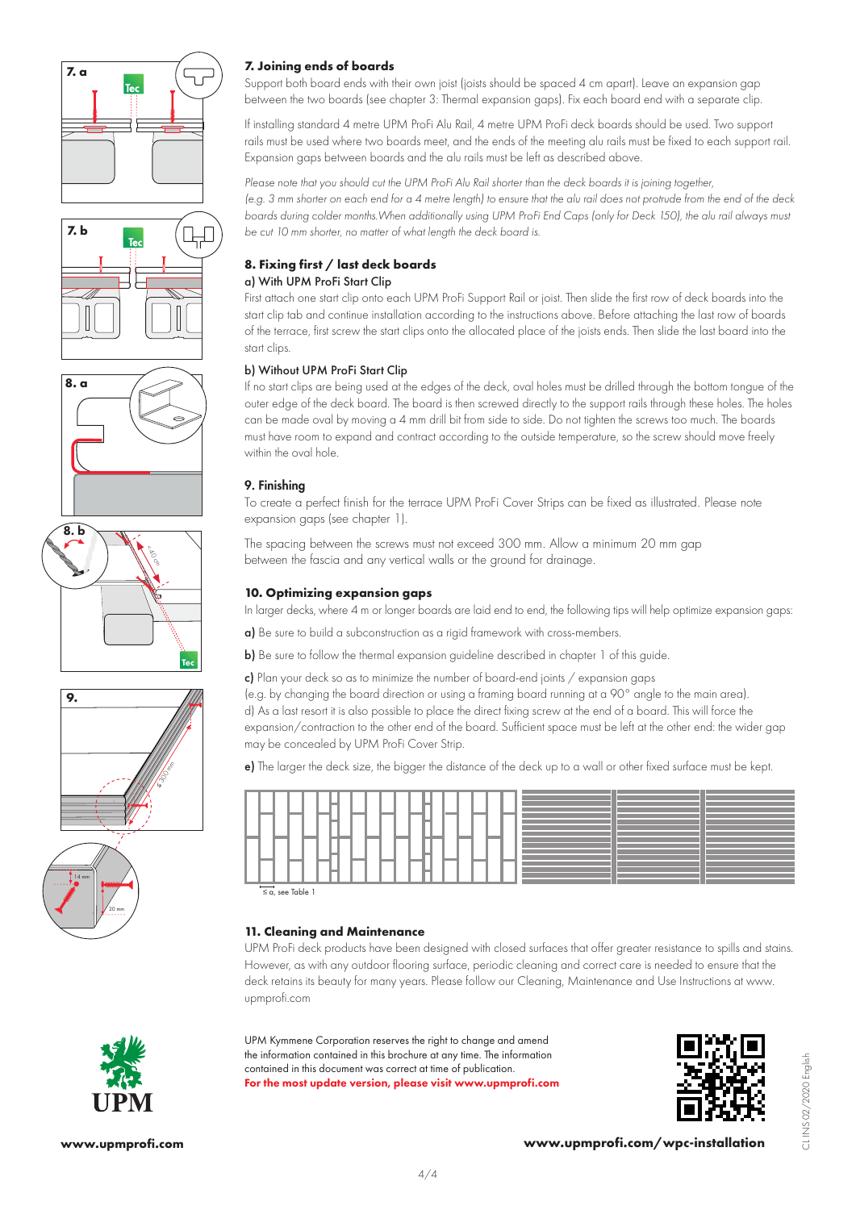## 7. Joining ends of boards

Support both board ends with their own joist (joists should be spaced 4 cm apart). Leave an expansion gap between the two boards (see chapter 3: Thermal expansion gaps). Fix each board end with a separate clip.

If installing standard 4 metre UPM ProFi Alu Rail, 4 metre UPM ProFi deck boards should be used. Two support rails must be used where two boards meet, and the ends of the meeting alu rails must be fixed to each support rail. Expansion gaps between boards and the alu rails must be left as described above.

*Please note that you should cut the UPM ProFi Alu Rail shorter than the deck boards it is joining together, (e.g. 3 mm shorter on each end for a 4 metre length) to ensure that the alu rail does not protrude from the end of the deck boards during colder months. When additionally using UPM ProFi End Caps (only for Deck 150), the alu rail always must be cut 10 mm shorter, no matter of what length the deck board is.*

## 8. Fixing first / last deck boards

### a) With UPM ProFi Start Clip

First attach one start clip onto each UPM ProFi Support Rail or joist. Then slide the first row of deck boards into the start clip tab and continue installation according to the instructions above. Before attaching the last row of boards of the terrace, first screw the start clips onto the allocated place of the joists ends. Then slide the last board into the start clips.

### b) Without UPM ProFi Start Clip

If no start clips are being used at the edges of the deck, oval holes must be drilled through the bottom tongue of the outer edge of the deck board. The board is then screwed directly to the support rails through these holes. The holes can be made oval by moving a 4 mm drill bit from side to side. Do not tighten the screws too much. The boards must have room to expand and contract according to the outside temperature, so the screw should move freely within the oval hole.

## 9. Finishing

To create a perfect finish for the terrace UPM ProFi Cover Strips can be fixed as illustrated. Please note expansion gaps (see chapter 1).

The spacing between the screws must not exceed 300 mm. Allow a minimum 20 mm gap between the fascia and any vertical walls or the ground for drainage.

## 10. Optimizing expansion gaps

In larger decks, where 4 m or longer boards are laid end to end, the following tips will help optimize expansion gaps:

**a)** Be sure to build a subconstruction as a rigid framework with cross-members.

**b)** Be sure to follow the thermal expansion guideline described in chapter 1 of this guide.

**c)** Plan your deck so as to minimize the number of board-end joints / expansion gaps (e.g. by changing the board direction or using a framing board running at a 90° angle to the main area).

d) As a last resort it is also possible to place the direct fixing screw at the end of a board. This will force the expansion/contraction to the other end of the board. Sufficient space must be left at the other end: the wider gap may be concealed by UPM ProFi Cover Strip.

**e)** The larger the deck size, the bigger the distance of the deck up to a wall or other fixed surface must be kept.

≤ a, see Table 1

## 11. Cleaning and Maintenance

UPM ProFi deck products have been designed with closed surfaces that offer greater resistance to spills and stains. However, as with any outdoor flooring surface, periodic cleaning and correct care is needed to ensure that the deck retains its beauty for many years. Please follow our Cleaning, Maintenance and Use Instructions at www.upmprofi.com

UPM Kymmene Corporation reserves the right to change and amend the information contained in this brochure at any time. The information contained in this document was correct at time of publication.

**For the most update version, please visit www.upmprofi.com**

**www.upmprofi.com**

**www.upmprofi.com/wpc-installation**

CL INS 02/2020 English